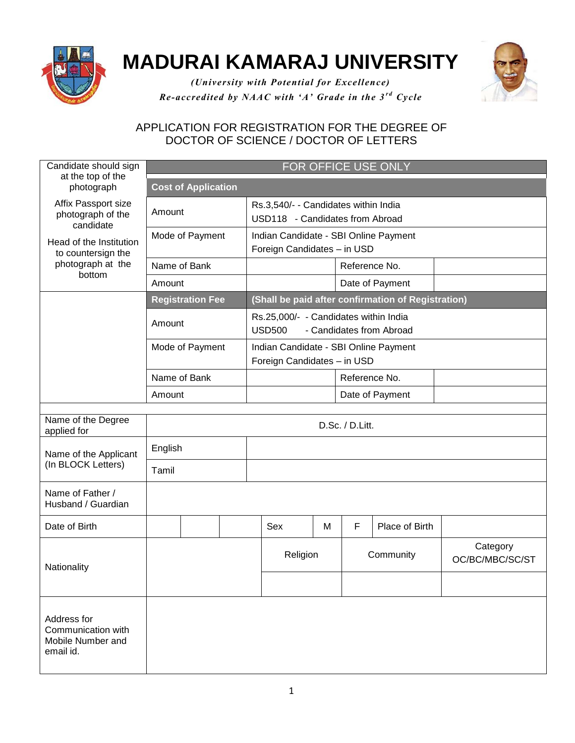# MADURAI KAMARAJ UNIVERSITY

*(University with Potential for Excellence)*

*Re-accredited by NAAC with 'A' Grade in the 3rd Cycle*

## APPLICATION FOR REGISTRATION FOR THE DEGREE OF DOCTOR OF SCIENCE / DOCTOR OF LETTERS

| Candidate should sign at the top of the photograph<br><br>Affix Passport size photograph of the candidate<br><br>Head of the Institution to countersign the photograph at the bottom | FOR OFFICE USE ONLY | | | |
|---|---|---|---|---|
| | **Cost of Application** | | | |
| | Amount | Rs.3,540/- - Candidates within India<br>USD118 - Candidates from Abroad | | |
| | Mode of Payment | Indian Candidate - SBI Online Payment<br>Foreign Candidates – in USD | | |
| | Name of Bank | | Reference No. | |
| | Amount | | Date of Payment | |
| | **Registration Fee** | **(Shall be paid after confirmation of Registration)** | | |
| | Amount | Rs.25,000/- - Candidates within India<br>USD500 - Candidates from Abroad | | |
| | Mode of Payment | Indian Candidate - SBI Online Payment<br>Foreign Candidates – in USD | | |
| | Name of Bank | | Reference No. | |
| | Amount | | Date of Payment | |

| Field | | | | | | | | |
|---|---|---|---|---|---|---|---|---|
| Name of the Degree applied for | D.Sc. / D.Litt. | | | | | | | |
| Name of the Applicant (In BLOCK Letters) | English | | | | | | | |
| | Tamil | | | | | | | |
| Name of Father / Husband / Guardian | | | | | | | | |
| Date of Birth | | | | Sex | M | F | Place of Birth | |
| Nationality | | | | Religion | | Community | | Category OC/BC/MBC/SC/ST |
| | | | | | | | | |
| Address for Communication with Mobile Number and email id. | | | | | | | | |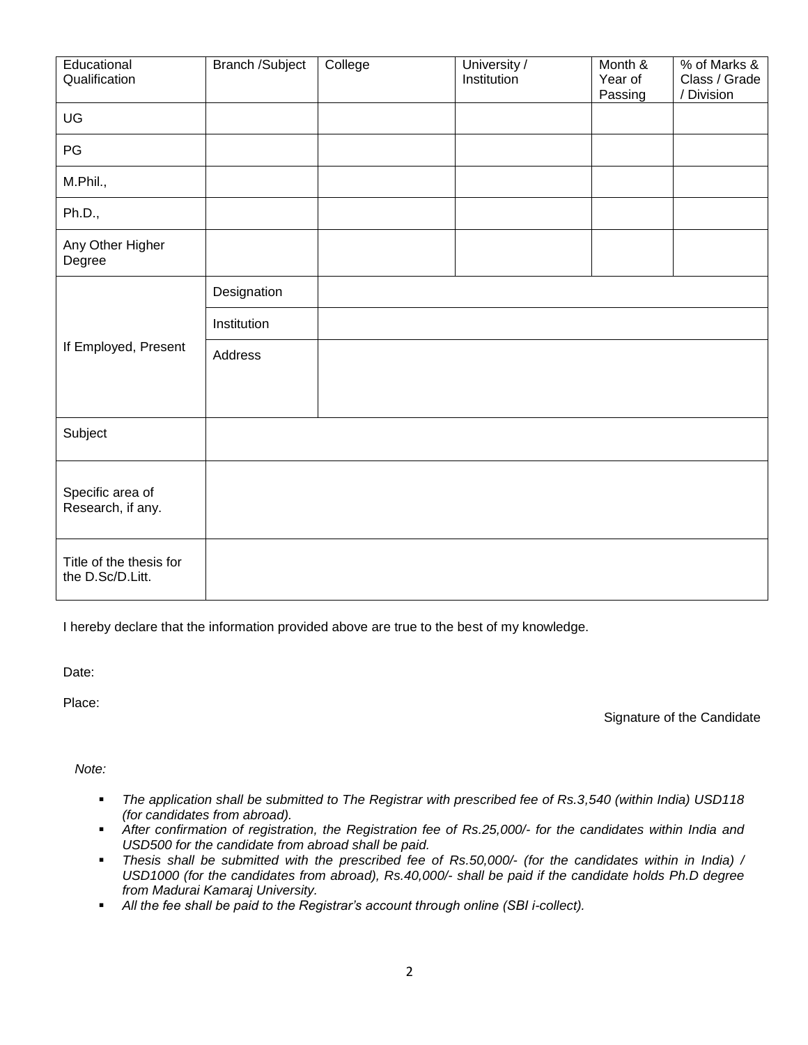| Educational Qualification | Branch /Subject | College | University / Institution | Month & Year of Passing | % of Marks & Class / Grade / Division |
|---|---|---|---|---|---|
| UG | | | | | |
| PG | | | | | |
| M.Phil., | | | | | |
| Ph.D., | | | | | |
| Any Other Higher Degree | | | | | |
| If Employed, Present | Designation | | | | |
| | Institution | | | | |
| | Address | | | | |
| Subject | | | | | |
| Specific area of Research, if any. | | | | | |
| Title of the thesis for the D.Sc/D.Litt. | | | | | |

I hereby declare that the information provided above are true to the best of my knowledge.

Date:

Place:

Signature of the Candidate

*Note:*

- *The application shall be submitted to The Registrar with prescribed fee of Rs.3,540 (within India) USD118 (for candidates from abroad).*
- *After confirmation of registration, the Registration fee of Rs.25,000/- for the candidates within India and USD500 for the candidate from abroad shall be paid.*
- *Thesis shall be submitted with the prescribed fee of Rs.50,000/- (for the candidates within in India) / USD1000 (for the candidates from abroad), Rs.40,000/- shall be paid if the candidate holds Ph.D degree from Madurai Kamaraj University.*
- *All the fee shall be paid to the Registrar's account through online (SBI i-collect).*